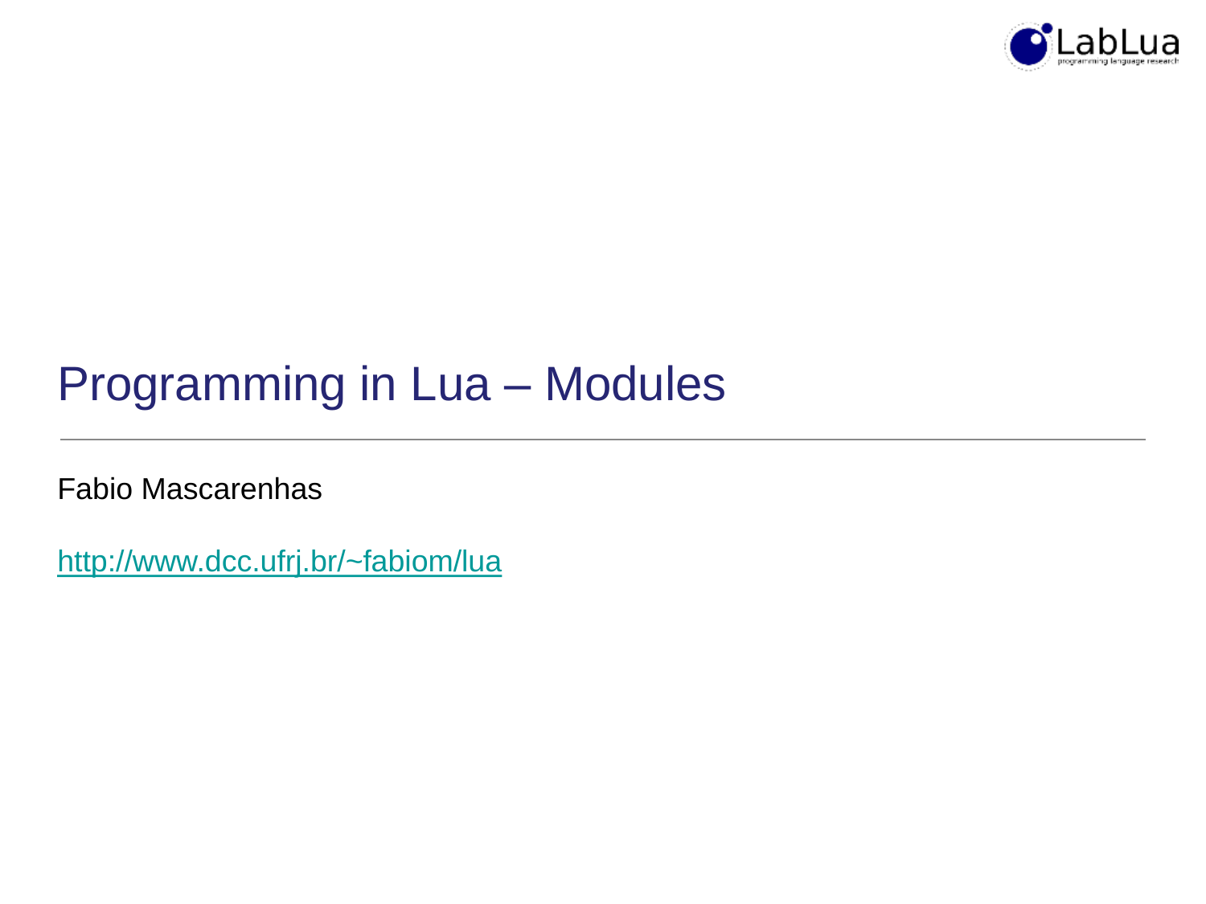# Programming in Lua – Modules

Fabio Mascarenhas

http://www.dcc.ufrj.br/~fabiom/lua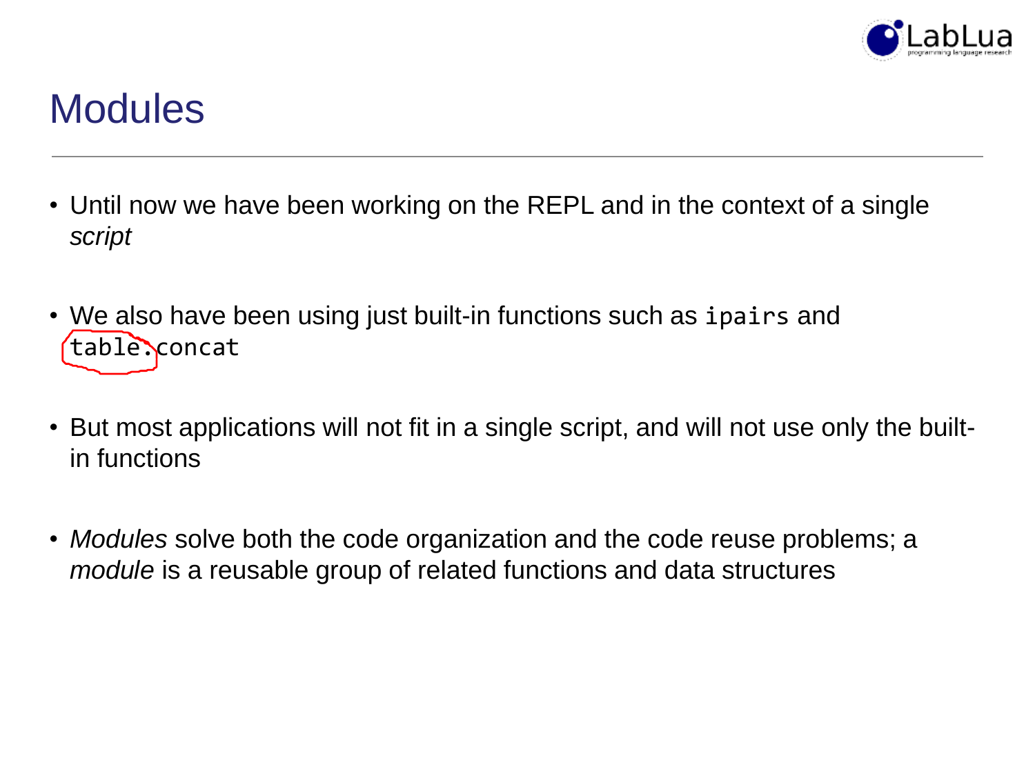# Modules

- Until now we have been working on the REPL and in the context of a single *script*
- We also have been using just built-in functions such as `ipairs` and `table.concat`
- But most applications will not fit in a single script, and will not use only the built-in functions
- *Modules* solve both the code organization and the code reuse problems; a *module* is a reusable group of related functions and data structures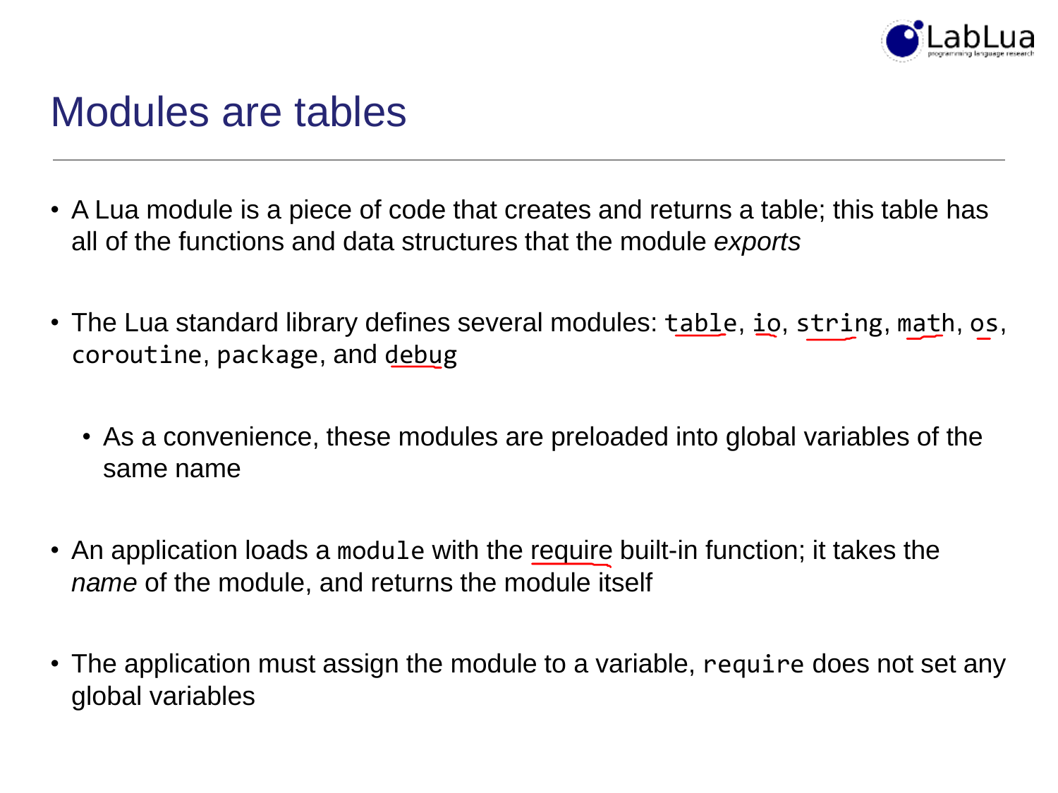# Modules are tables

- A Lua module is a piece of code that creates and returns a table; this table has all of the functions and data structures that the module *exports*
- The Lua standard library defines several modules: `table`, `io`, `string`, `math`, `os`, `coroutine`, `package`, and `debug`
  - As a convenience, these modules are preloaded into global variables of the same name
- An application loads a `module` with the require built-in function; it takes the *name* of the module, and returns the module itself
- The application must assign the module to a variable, `require` does not set any global variables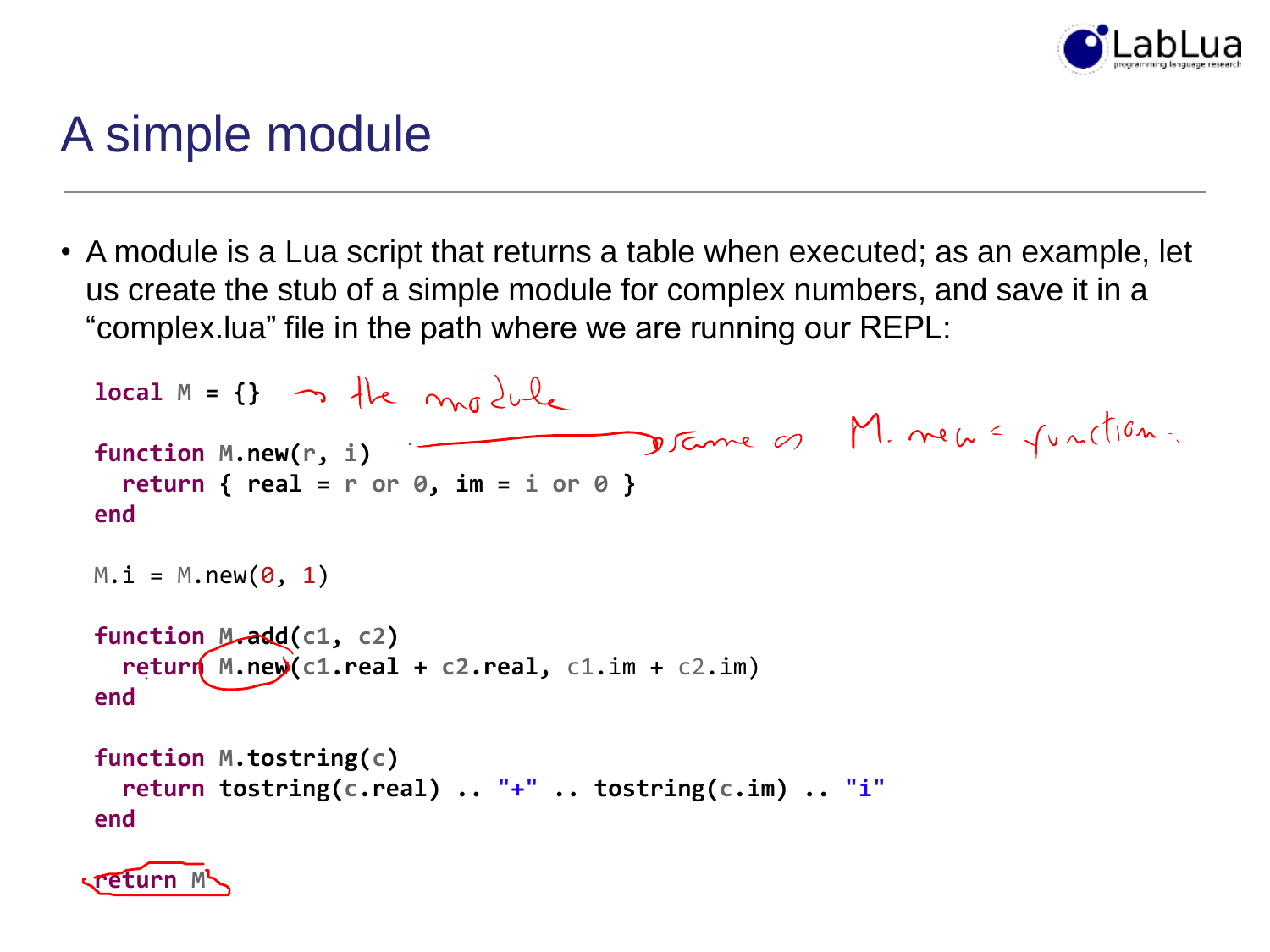# A simple module

- A module is a Lua script that returns a table when executed; as an example, let us create the stub of a simple module for complex numbers, and save it in a "complex.lua" file in the path where we are running our REPL:

```
local M = {}

function M.new(r, i)
  return { real = r or 0, im = i or 0 }
end

M.i = M.new(0, 1)

function M.add(c1, c2)
  return M.new(c1.real + c2.real, c1.im + c2.im)
end

function M.tostring(c)
  return tostring(c.real) .. "+" .. tostring(c.im) .. "i"
end

return M
```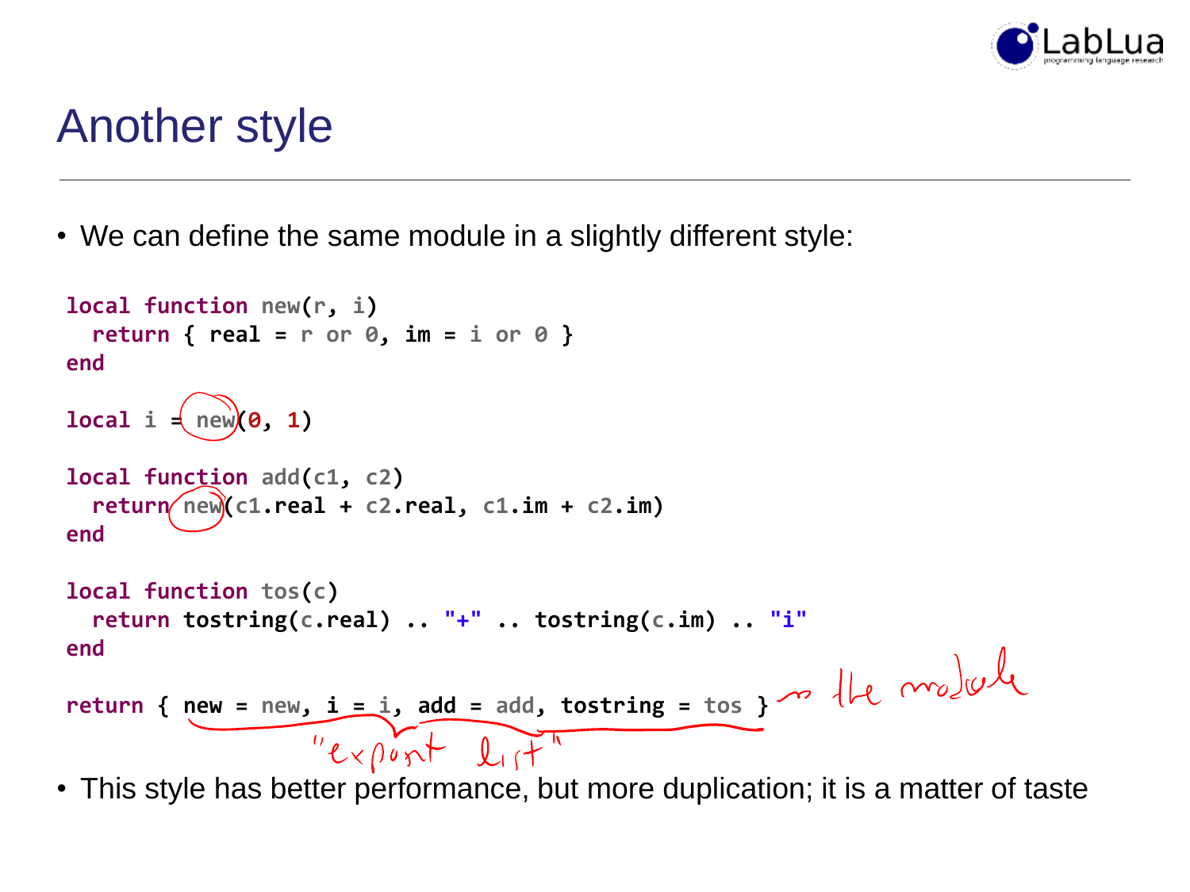# Another style

- We can define the same module in a slightly different style:

```lua
local function new(r, i)
  return { real = r or 0, im = i or 0 }
end

local i = new(0, 1)

local function add(c1, c2)
  return new(c1.real + c2.real, c1.im + c2.im)
end

local function tos(c)
  return tostring(c.real) .. "+" .. tostring(c.im) .. "i"
end

return { new = new, i = i, add = add, tostring = tos }
```

→ the module

"export list"

- This style has better performance, but more duplication; it is a matter of taste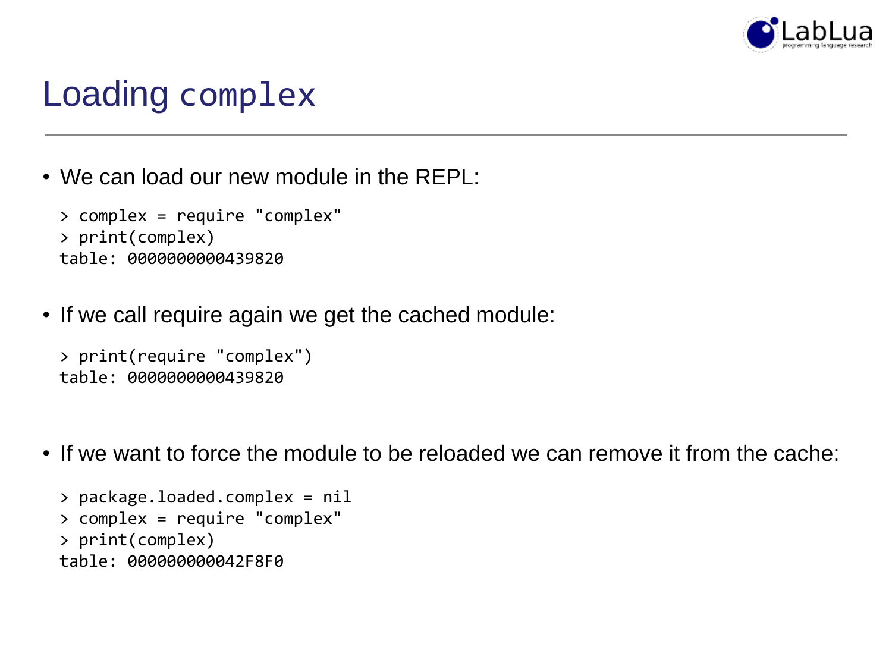# Loading `complex`

- We can load our new module in the REPL:

```
> complex = require "complex"
> print(complex)
table: 0000000000439820
```

- If we call require again we get the cached module:

```
> print(require "complex")
table: 0000000000439820
```

- If we want to force the module to be reloaded we can remove it from the cache:

```
> package.loaded.complex = nil
> complex = require "complex"
> print(complex)
table: 000000000042F8F0
```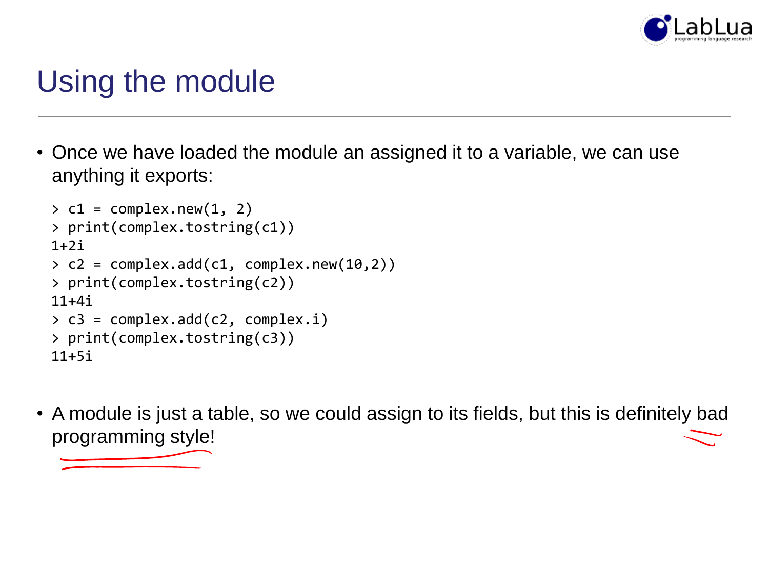# Using the module

- Once we have loaded the module an assigned it to a variable, we can use anything it exports:

```
> c1 = complex.new(1, 2)
> print(complex.tostring(c1))
1+2i
> c2 = complex.add(c1, complex.new(10,2))
> print(complex.tostring(c2))
11+4i
> c3 = complex.add(c2, complex.i)
> print(complex.tostring(c3))
11+5i
```

- A module is just a table, so we could assign to its fields, but this is definitely bad programming style!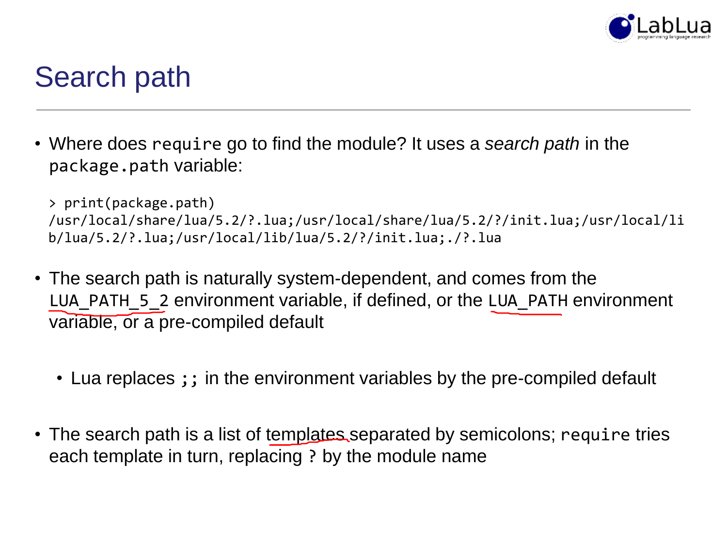# Search path

- Where does `require` go to find the module? It uses a *search path* in the `package.path` variable:

```
> print(package.path)
/usr/local/share/lua/5.2/?.lua;/usr/local/share/lua/5.2/?/init.lua;/usr/local/lib/lua/5.2/?.lua;/usr/local/lib/lua/5.2/?/init.lua;./?.lua
```

- The search path is naturally system-dependent, and comes from the `LUA_PATH_5_2` environment variable, if defined, or the `LUA_PATH` environment variable, or a pre-compiled default
  - Lua replaces `;;` in the environment variables by the pre-compiled default
- The search path is a list of templates separated by semicolons; `require` tries each template in turn, replacing `?` by the module name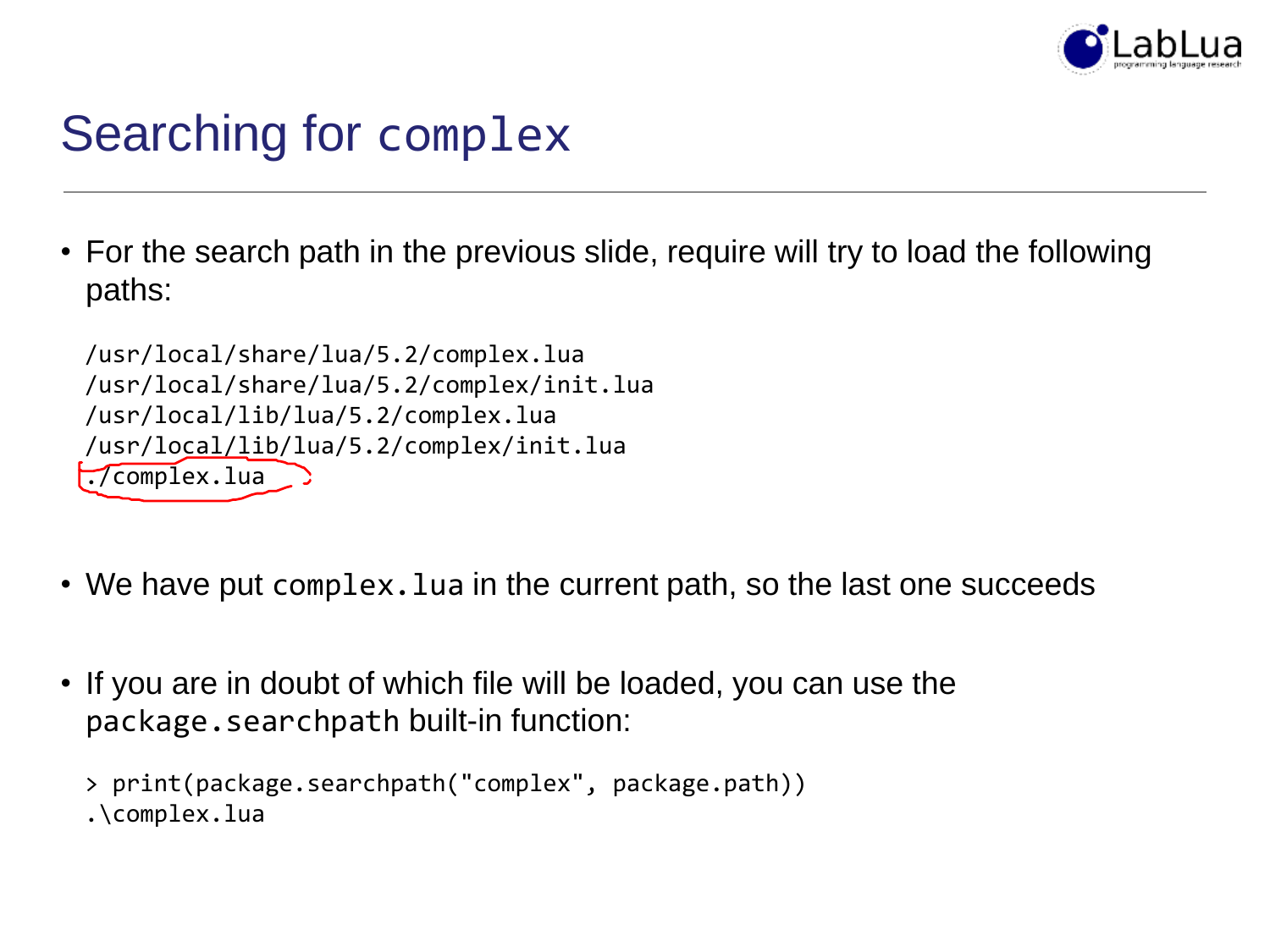# Searching for `complex`

- For the search path in the previous slide, require will try to load the following paths:

```
/usr/local/share/lua/5.2/complex.lua
/usr/local/share/lua/5.2/complex/init.lua
/usr/local/lib/lua/5.2/complex.lua
/usr/local/lib/lua/5.2/complex/init.lua
./complex.lua
```

- We have put `complex.lua` in the current path, so the last one succeeds

- If you are in doubt of which file will be loaded, you can use the `package.searchpath` built-in function:

```
> print(package.searchpath("complex", package.path))
.\complex.lua
```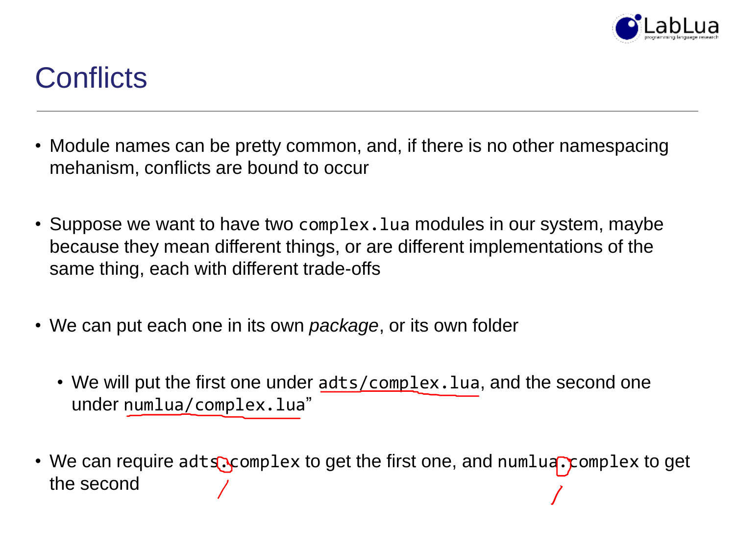# Conflicts

- Module names can be pretty common, and, if there is no other namespacing mehanism, conflicts are bound to occur

- Suppose we want to have two `complex.lua` modules in our system, maybe because they mean different things, or are different implementations of the same thing, each with different trade-offs

- We can put each one in its own *package*, or its own folder

  - We will put the first one under `adts/complex.lua`, and the second one under `numlua/complex.lua`”

- We can require `adts.complex` to get the first one, and `numlua.complex` to get the second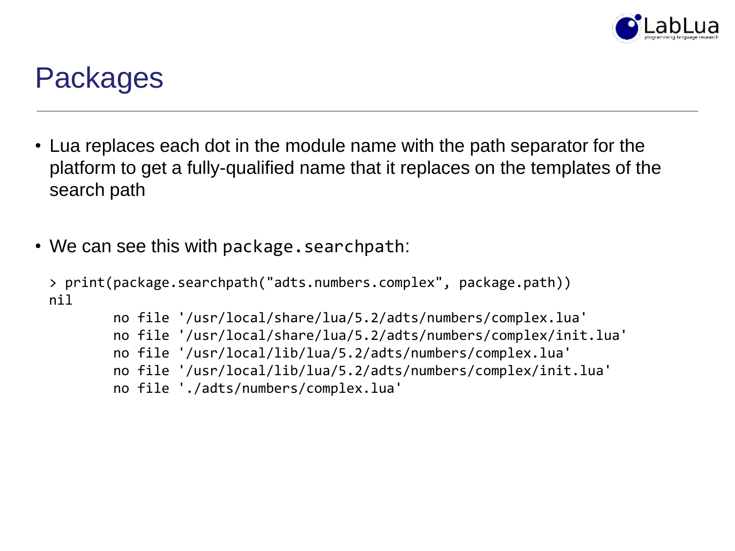# Packages

- Lua replaces each dot in the module name with the path separator for the platform to get a fully-qualified name that it replaces on the templates of the search path

- We can see this with `package.searchpath`:

```
> print(package.searchpath("adts.numbers.complex", package.path))
nil
        no file '/usr/local/share/lua/5.2/adts/numbers/complex.lua'
        no file '/usr/local/share/lua/5.2/adts/numbers/complex/init.lua'
        no file '/usr/local/lib/lua/5.2/adts/numbers/complex.lua'
        no file '/usr/local/lib/lua/5.2/adts/numbers/complex/init.lua'
        no file './adts/numbers/complex.lua'
```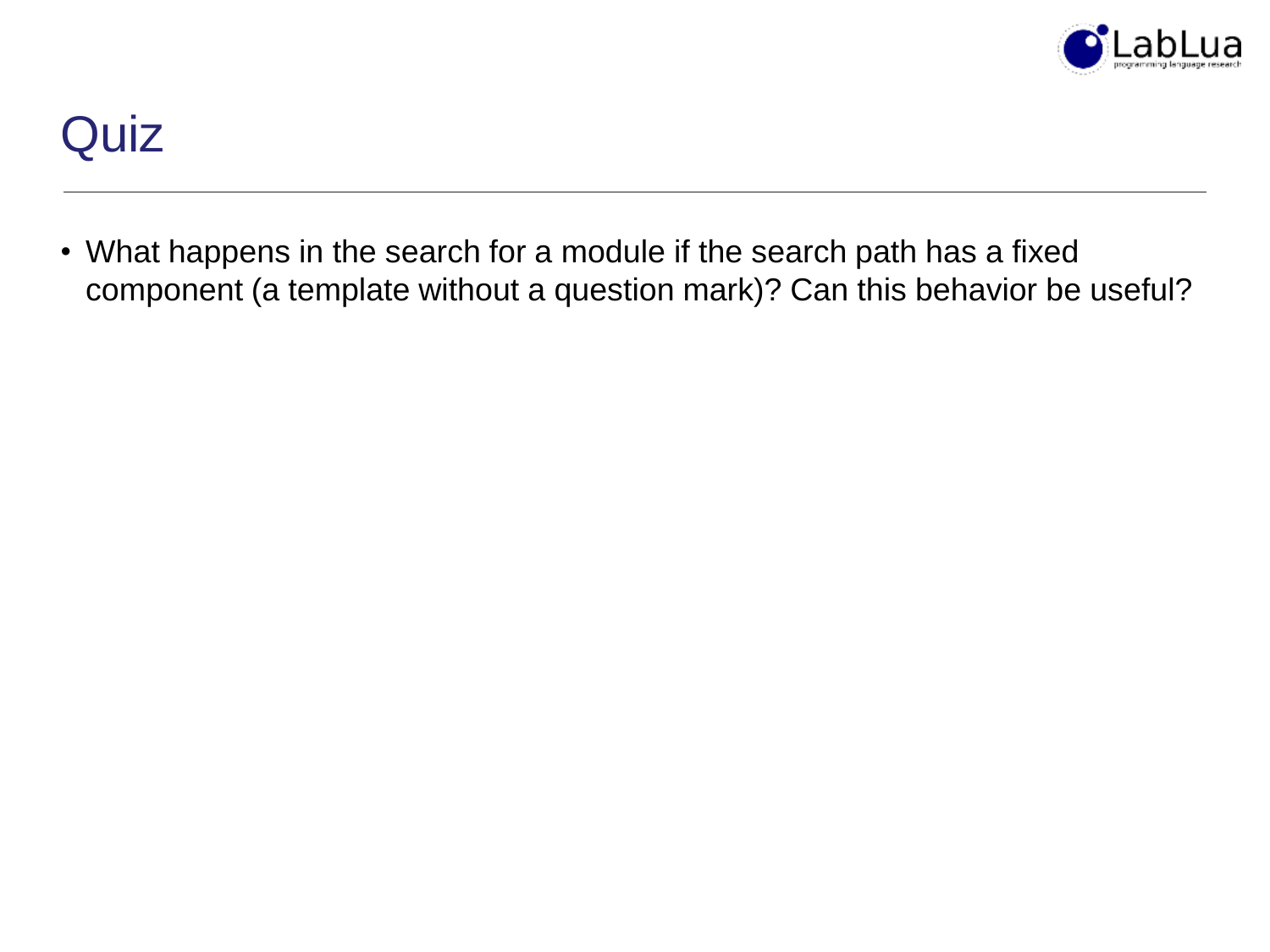# Quiz

- What happens in the search for a module if the search path has a fixed component (a template without a question mark)? Can this behavior be useful?